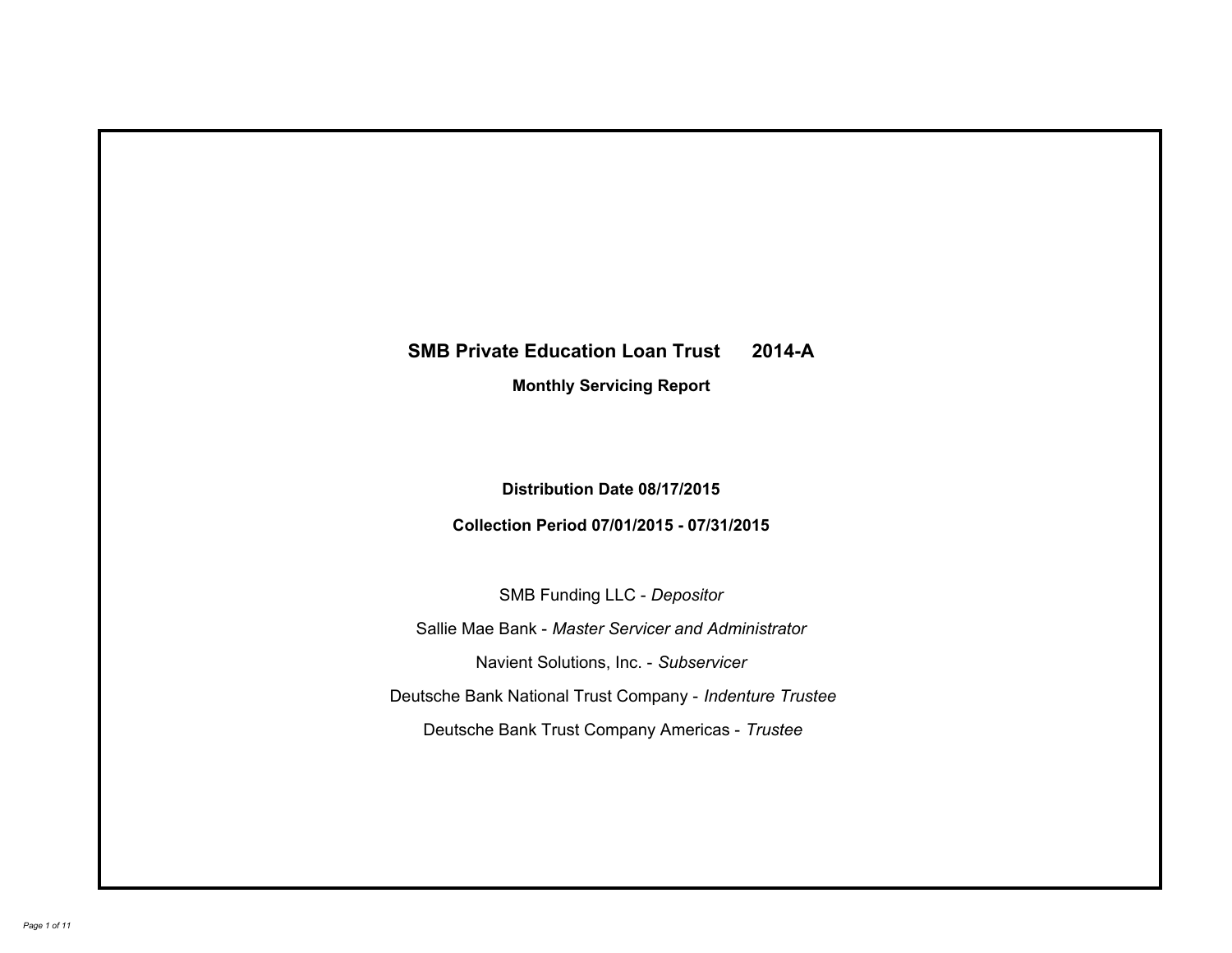# SMB Private Education Loan Trust 2014-A

## Monthly Servicing Report

**Distribution Date 08/17/2015**

**Collection Period 07/01/2015 - 07/31/2015**

SMB Funding LLC - *Depositor*

Sallie Mae Bank - *Master Servicer and Administrator*

Navient Solutions, Inc. - *Subservicer*

Deutsche Bank National Trust Company - *Indenture Trustee*

Deutsche Bank Trust Company Americas - *Trustee*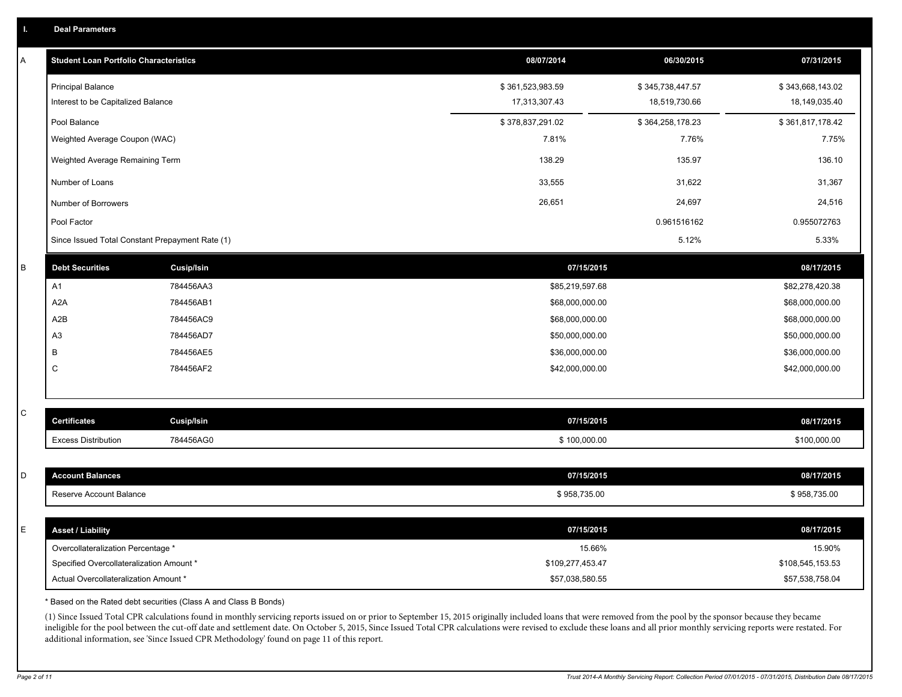## I. Deal Parameters

### A

| Student Loan Portfolio Characteristics | 08/07/2014 | 06/30/2015 | 07/31/2015 |
|---|---|---|---|
| Principal Balance | $ 361,523,983.59 | $ 345,738,447.57 | $ 343,668,143.02 |
| Interest to be Capitalized Balance | 17,313,307.43 | 18,519,730.66 | 18,149,035.40 |
| Pool Balance | $ 378,837,291.02 | $ 364,258,178.23 | $ 361,817,178.42 |
| Weighted Average Coupon (WAC) | 7.81% | 7.76% | 7.75% |
| Weighted Average Remaining Term | 138.29 | 135.97 | 136.10 |
| Number of Loans | 33,555 | 31,622 | 31,367 |
| Number of Borrowers | 26,651 | 24,697 | 24,516 |
| Pool Factor | | 0.961516162 | 0.955072763 |
| Since Issued Total Constant Prepayment Rate (1) | | 5.12% | 5.33% |

### B

| Debt Securities | Cusip/Isin | 07/15/2015 | 08/17/2015 |
|---|---|---|---|
| A1 | 784456AA3 | $85,219,597.68 | $82,278,420.38 |
| A2A | 784456AB1 | $68,000,000.00 | $68,000,000.00 |
| A2B | 784456AC9 | $68,000,000.00 | $68,000,000.00 |
| A3 | 784456AD7 | $50,000,000.00 | $50,000,000.00 |
| B | 784456AE5 | $36,000,000.00 | $36,000,000.00 |
| C | 784456AF2 | $42,000,000.00 | $42,000,000.00 |

### C

| Certificates | Cusip/Isin | 07/15/2015 | 08/17/2015 |
|---|---|---|---|
| Excess Distribution | 784456AG0 | $ 100,000.00 | $100,000.00 |

### D

| Account Balances | 07/15/2015 | 08/17/2015 |
|---|---|---|
| Reserve Account Balance | $ 958,735.00 | $ 958,735.00 |

### E

| Asset / Liability | 07/15/2015 | 08/17/2015 |
|---|---|---|
| Overcollateralization Percentage * | 15.66% | 15.90% |
| Specified Overcollateralization Amount * | $109,277,453.47 | $108,545,153.53 |
| Actual Overcollateralization Amount * | $57,038,580.55 | $57,538,758.04 |

* Based on the Rated debt securities (Class A and Class B Bonds)

(1) Since Issued Total CPR calculations found in monthly servicing reports issued on or prior to September 15, 2015 originally included loans that were removed from the pool by the sponsor because they became ineligible for the pool between the cut-off date and settlement date. On October 5, 2015, Since Issued Total CPR calculations were revised to exclude these loans and all prior monthly servicing reports were restated. For additional information, see 'Since Issued CPR Methodology' found on page 11 of this report.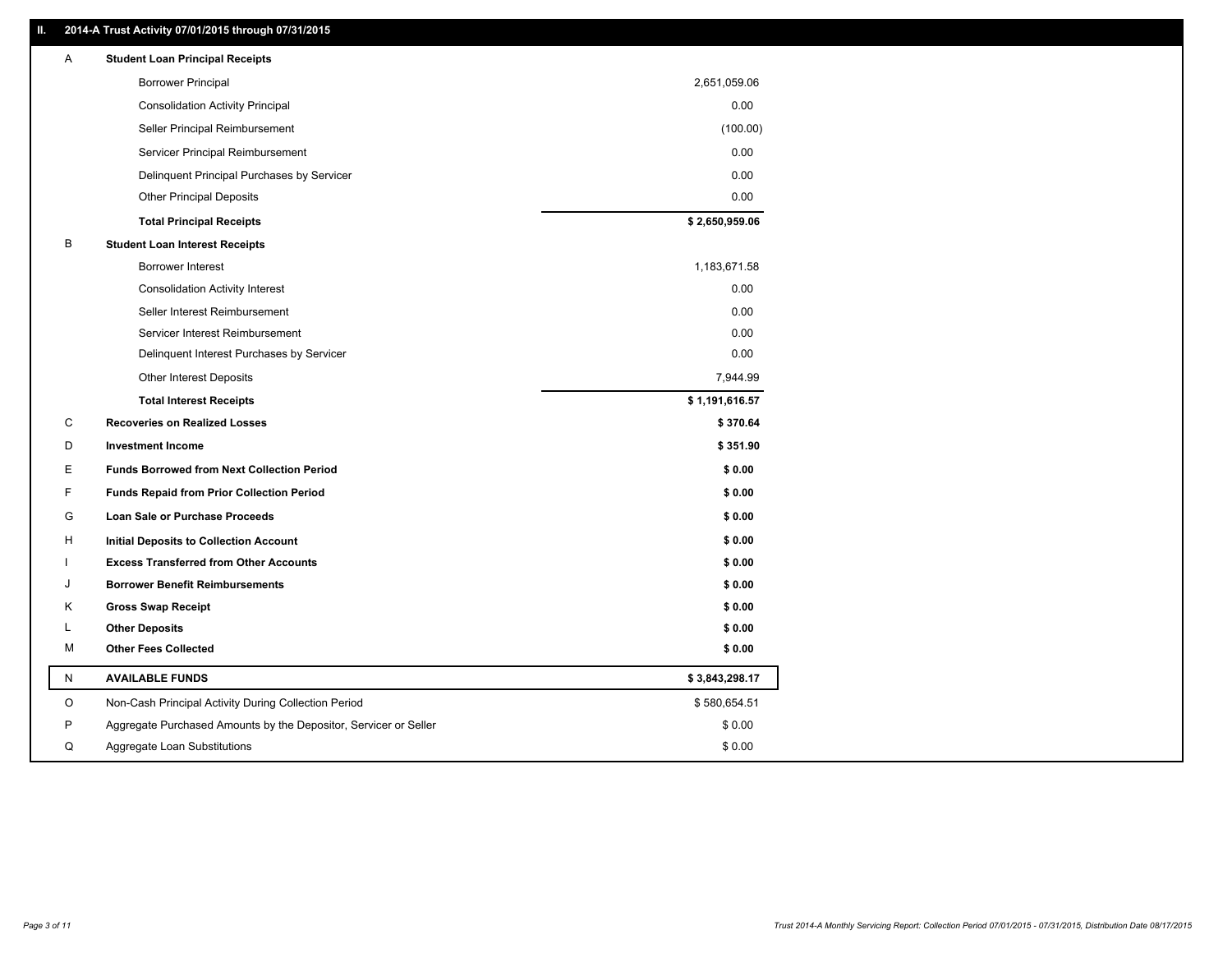## II. 2014-A Trust Activity 07/01/2015 through 07/31/2015

| | | |
|---|---|---|
| A | **Student Loan Principal Receipts** | |
| | Borrower Principal | 2,651,059.06 |
| | Consolidation Activity Principal | 0.00 |
| | Seller Principal Reimbursement | (100.00) |
| | Servicer Principal Reimbursement | 0.00 |
| | Delinquent Principal Purchases by Servicer | 0.00 |
| | Other Principal Deposits | 0.00 |
| | **Total Principal Receipts** | **$ 2,650,959.06** |
| B | **Student Loan Interest Receipts** | |
| | Borrower Interest | 1,183,671.58 |
| | Consolidation Activity Interest | 0.00 |
| | Seller Interest Reimbursement | 0.00 |
| | Servicer Interest Reimbursement | 0.00 |
| | Delinquent Interest Purchases by Servicer | 0.00 |
| | Other Interest Deposits | 7,944.99 |
| | **Total Interest Receipts** | **$ 1,191,616.57** |
| C | **Recoveries on Realized Losses** | **$ 370.64** |
| D | **Investment Income** | **$ 351.90** |
| E | **Funds Borrowed from Next Collection Period** | **$ 0.00** |
| F | **Funds Repaid from Prior Collection Period** | **$ 0.00** |
| G | **Loan Sale or Purchase Proceeds** | **$ 0.00** |
| H | **Initial Deposits to Collection Account** | **$ 0.00** |
| I | **Excess Transferred from Other Accounts** | **$ 0.00** |
| J | **Borrower Benefit Reimbursements** | **$ 0.00** |
| K | **Gross Swap Receipt** | **$ 0.00** |
| L | **Other Deposits** | **$ 0.00** |
| M | **Other Fees Collected** | **$ 0.00** |
| N | **AVAILABLE FUNDS** | **$ 3,843,298.17** |
| O | Non-Cash Principal Activity During Collection Period | $ 580,654.51 |
| P | Aggregate Purchased Amounts by the Depositor, Servicer or Seller | $ 0.00 |
| Q | Aggregate Loan Substitutions | $ 0.00 |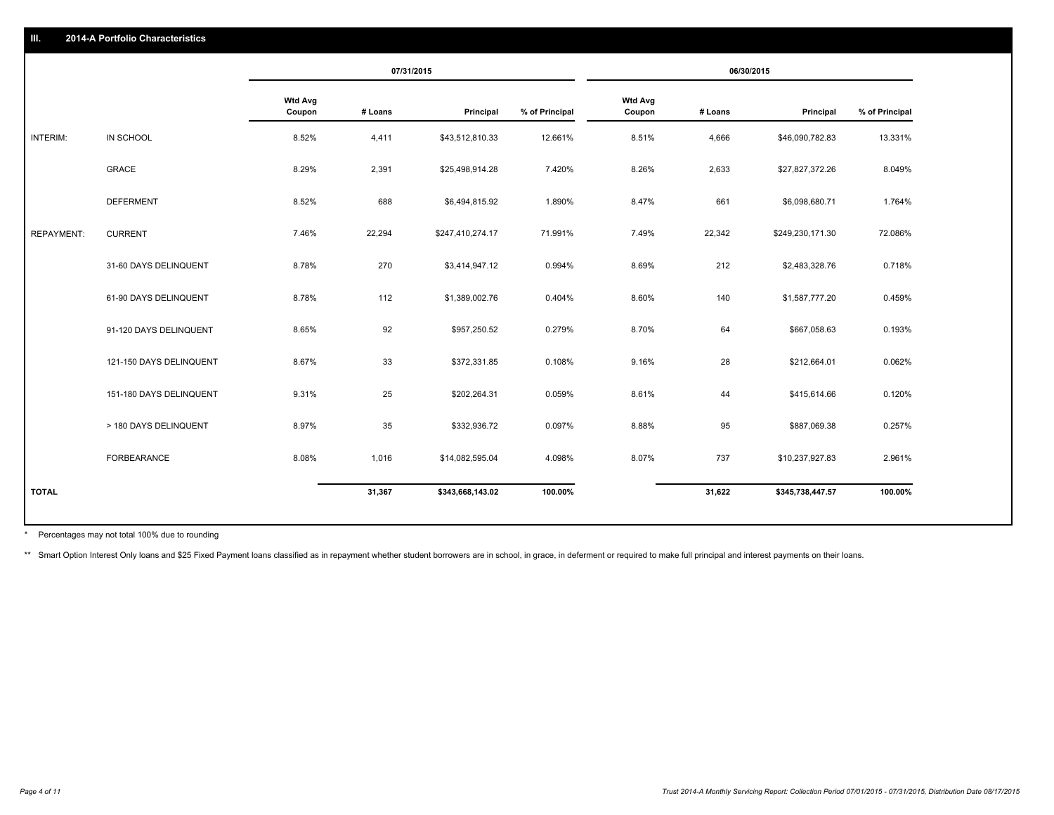## III. 2014-A Portfolio Characteristics

| | | 07/31/2015 | | | | 06/30/2015 | | | |
|---|---|---|---|---|---|---|---|---|---|
| | | Wtd Avg Coupon | # Loans | Principal | % of Principal | Wtd Avg Coupon | # Loans | Principal | % of Principal |
| INTERIM: | IN SCHOOL | 8.52% | 4,411 | $43,512,810.33 | 12.661% | 8.51% | 4,666 | $46,090,782.83 | 13.331% |
| | GRACE | 8.29% | 2,391 | $25,498,914.28 | 7.420% | 8.26% | 2,633 | $27,827,372.26 | 8.049% |
| | DEFERMENT | 8.52% | 688 | $6,494,815.92 | 1.890% | 8.47% | 661 | $6,098,680.71 | 1.764% |
| REPAYMENT: | CURRENT | 7.46% | 22,294 | $247,410,274.17 | 71.991% | 7.49% | 22,342 | $249,230,171.30 | 72.086% |
| | 31-60 DAYS DELINQUENT | 8.78% | 270 | $3,414,947.12 | 0.994% | 8.69% | 212 | $2,483,328.76 | 0.718% |
| | 61-90 DAYS DELINQUENT | 8.78% | 112 | $1,389,002.76 | 0.404% | 8.60% | 140 | $1,587,777.20 | 0.459% |
| | 91-120 DAYS DELINQUENT | 8.65% | 92 | $957,250.52 | 0.279% | 8.70% | 64 | $667,058.63 | 0.193% |
| | 121-150 DAYS DELINQUENT | 8.67% | 33 | $372,331.85 | 0.108% | 9.16% | 28 | $212,664.01 | 0.062% |
| | 151-180 DAYS DELINQUENT | 9.31% | 25 | $202,264.31 | 0.059% | 8.61% | 44 | $415,614.66 | 0.120% |
| | > 180 DAYS DELINQUENT | 8.97% | 35 | $332,936.72 | 0.097% | 8.88% | 95 | $887,069.38 | 0.257% |
| | FORBEARANCE | 8.08% | 1,016 | $14,082,595.04 | 4.098% | 8.07% | 737 | $10,237,927.83 | 2.961% |
| **TOTAL** | | | **31,367** | **$343,668,143.02** | **100.00%** | | **31,622** | **$345,738,447.57** | **100.00%** |

\* Percentages may not total 100% due to rounding

\*\* Smart Option Interest Only loans and $25 Fixed Payment loans classified as in repayment whether student borrowers are in school, in grace, in deferment or required to make full principal and interest payments on their loans.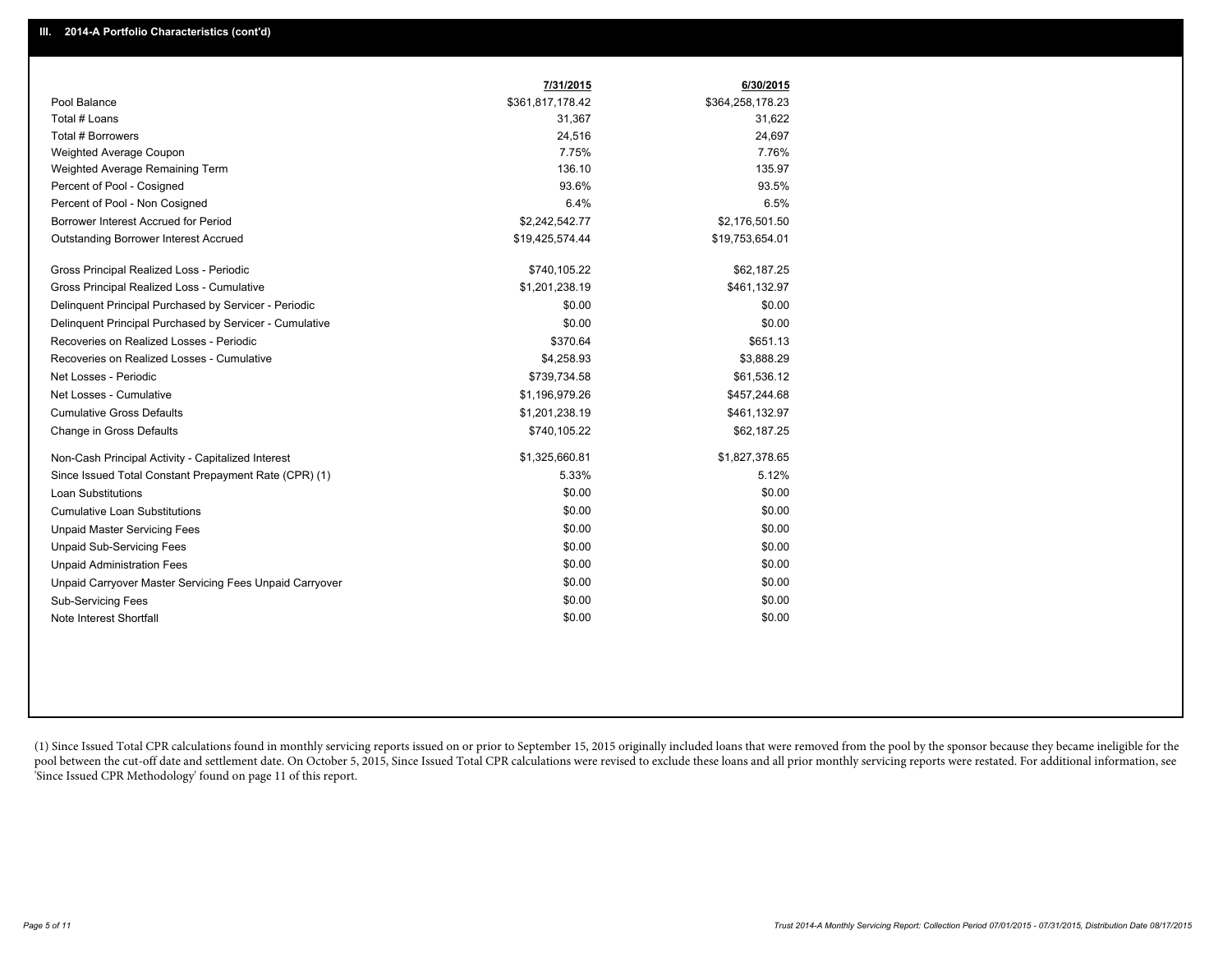### III. 2014-A Portfolio Characteristics (cont'd)

| | 7/31/2015 | 6/30/2015 |
|---|---|---|
| Pool Balance | $361,817,178.42 | $364,258,178.23 |
| Total # Loans | 31,367 | 31,622 |
| Total # Borrowers | 24,516 | 24,697 |
| Weighted Average Coupon | 7.75% | 7.76% |
| Weighted Average Remaining Term | 136.10 | 135.97 |
| Percent of Pool - Cosigned | 93.6% | 93.5% |
| Percent of Pool - Non Cosigned | 6.4% | 6.5% |
| Borrower Interest Accrued for Period | $2,242,542.77 | $2,176,501.50 |
| Outstanding Borrower Interest Accrued | $19,425,574.44 | $19,753,654.01 |
| Gross Principal Realized Loss - Periodic | $740,105.22 | $62,187.25 |
| Gross Principal Realized Loss - Cumulative | $1,201,238.19 | $461,132.97 |
| Delinquent Principal Purchased by Servicer - Periodic | $0.00 | $0.00 |
| Delinquent Principal Purchased by Servicer - Cumulative | $0.00 | $0.00 |
| Recoveries on Realized Losses - Periodic | $370.64 | $651.13 |
| Recoveries on Realized Losses - Cumulative | $4,258.93 | $3,888.29 |
| Net Losses - Periodic | $739,734.58 | $61,536.12 |
| Net Losses - Cumulative | $1,196,979.26 | $457,244.68 |
| Cumulative Gross Defaults | $1,201,238.19 | $461,132.97 |
| Change in Gross Defaults | $740,105.22 | $62,187.25 |
| Non-Cash Principal Activity - Capitalized Interest | $1,325,660.81 | $1,827,378.65 |
| Since Issued Total Constant Prepayment Rate (CPR) (1) | 5.33% | 5.12% |
| Loan Substitutions | $0.00 | $0.00 |
| Cumulative Loan Substitutions | $0.00 | $0.00 |
| Unpaid Master Servicing Fees | $0.00 | $0.00 |
| Unpaid Sub-Servicing Fees | $0.00 | $0.00 |
| Unpaid Administration Fees | $0.00 | $0.00 |
| Unpaid Carryover Master Servicing Fees Unpaid Carryover | $0.00 | $0.00 |
| Sub-Servicing Fees | $0.00 | $0.00 |
| Note Interest Shortfall | $0.00 | $0.00 |

(1) Since Issued Total CPR calculations found in monthly servicing reports issued on or prior to September 15, 2015 originally included loans that were removed from the pool by the sponsor because they became ineligible for the pool between the cut-off date and settlement date. On October 5, 2015, Since Issued Total CPR calculations were revised to exclude these loans and all prior monthly servicing reports were restated. For additional information, see 'Since Issued CPR Methodology' found on page 11 of this report.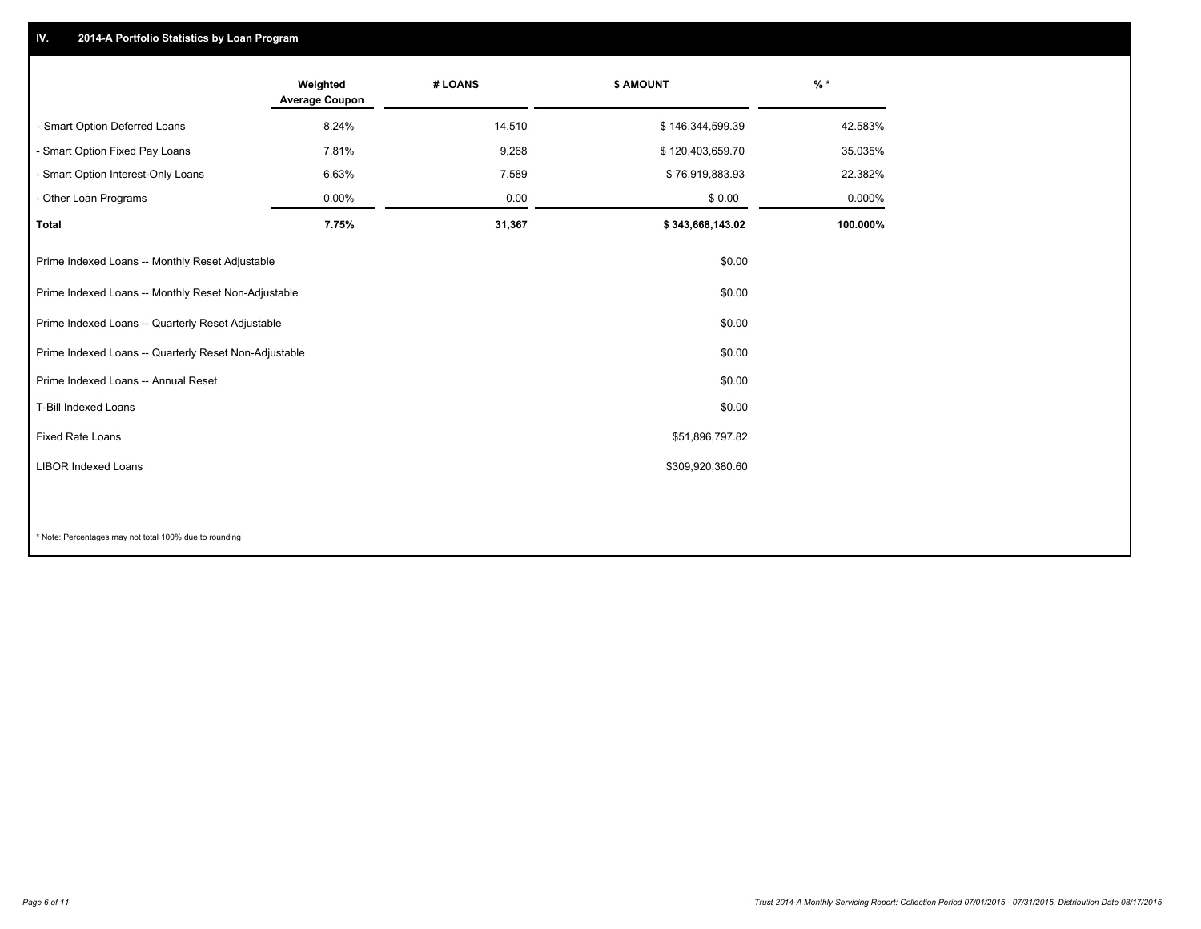## IV. 2014-A Portfolio Statistics by Loan Program

| | Weighted Average Coupon | # LOANS | $ AMOUNT | % * |
|---|---|---|---|---|
| - Smart Option Deferred Loans | 8.24% | 14,510 | $ 146,344,599.39 | 42.583% |
| - Smart Option Fixed Pay Loans | 7.81% | 9,268 | $ 120,403,659.70 | 35.035% |
| - Smart Option Interest-Only Loans | 6.63% | 7,589 | $ 76,919,883.93 | 22.382% |
| - Other Loan Programs | 0.00% | 0.00 | $ 0.00 | 0.000% |
| **Total** | **7.75%** | **31,367** | **$ 343,668,143.02** | **100.000%** |

| | |
|---|---|
| Prime Indexed Loans -- Monthly Reset Adjustable | $0.00 |
| Prime Indexed Loans -- Monthly Reset Non-Adjustable | $0.00 |
| Prime Indexed Loans -- Quarterly Reset Adjustable | $0.00 |
| Prime Indexed Loans -- Quarterly Reset Non-Adjustable | $0.00 |
| Prime Indexed Loans -- Annual Reset | $0.00 |
| T-Bill Indexed Loans | $0.00 |
| Fixed Rate Loans | $51,896,797.82 |
| LIBOR Indexed Loans | $309,920,380.60 |

* Note: Percentages may not total 100% due to rounding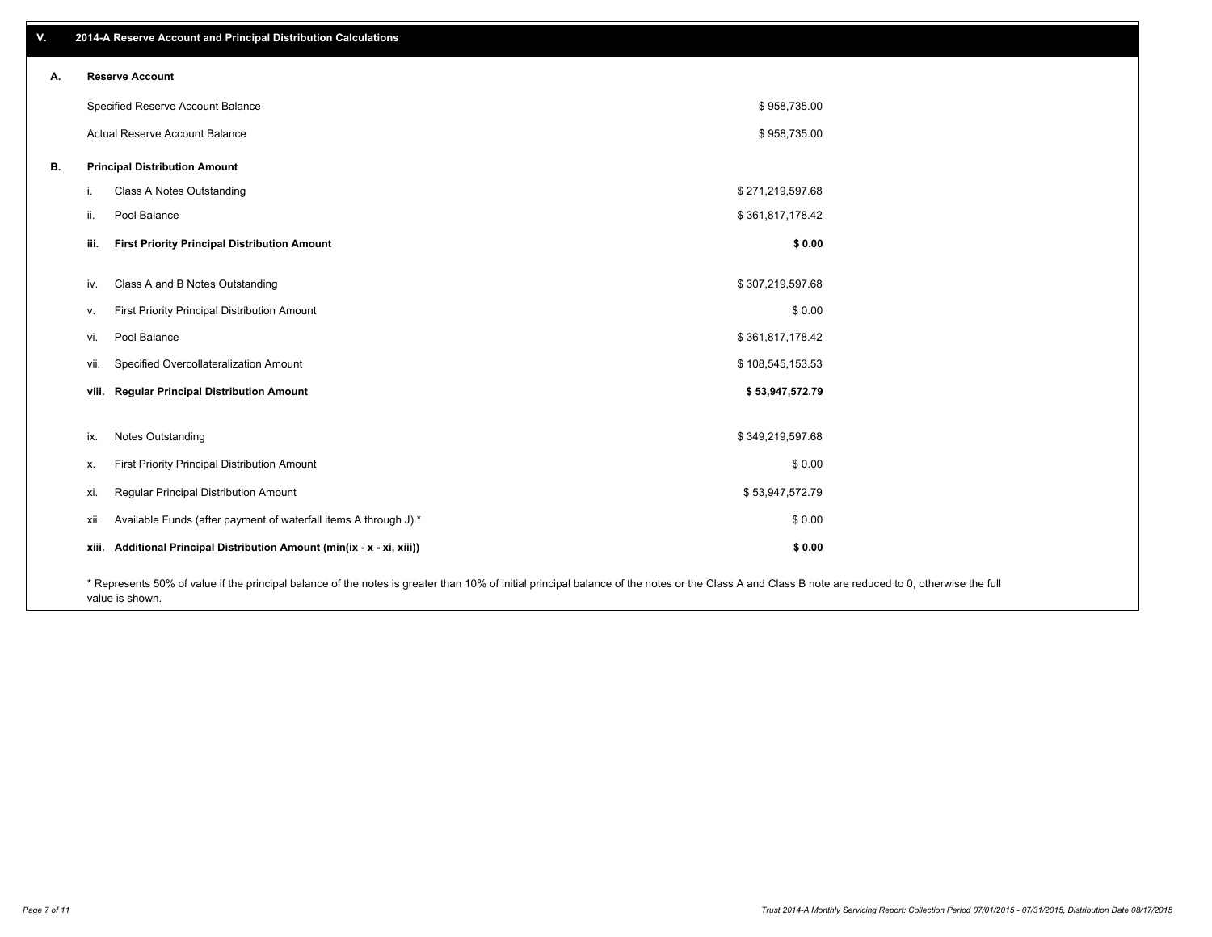## V. 2014-A Reserve Account and Principal Distribution Calculations

### A. Reserve Account

| | |
|---|---|
| Specified Reserve Account Balance | $ 958,735.00 |
| Actual Reserve Account Balance | $ 958,735.00 |

### B. Principal Distribution Amount

| | | |
|---|---|---|
| i. | Class A Notes Outstanding | $ 271,219,597.68 |
| ii. | Pool Balance | $ 361,817,178.42 |
| **iii.** | **First Priority Principal Distribution Amount** | **$ 0.00** |
| iv. | Class A and B Notes Outstanding | $ 307,219,597.68 |
| v. | First Priority Principal Distribution Amount | $ 0.00 |
| vi. | Pool Balance | $ 361,817,178.42 |
| vii. | Specified Overcollateralization Amount | $ 108,545,153.53 |
| **viii.** | **Regular Principal Distribution Amount** | **$ 53,947,572.79** |
| ix. | Notes Outstanding | $ 349,219,597.68 |
| x. | First Priority Principal Distribution Amount | $ 0.00 |
| xi. | Regular Principal Distribution Amount | $ 53,947,572.79 |
| xii. | Available Funds (after payment of waterfall items A through J) * | $ 0.00 |
| **xiii.** | **Additional Principal Distribution Amount (min(ix - x - xi, xiii))** | **$ 0.00** |

* Represents 50% of value if the principal balance of the notes is greater than 10% of initial principal balance of the notes or the Class A and Class B note are reduced to 0, otherwise the full value is shown.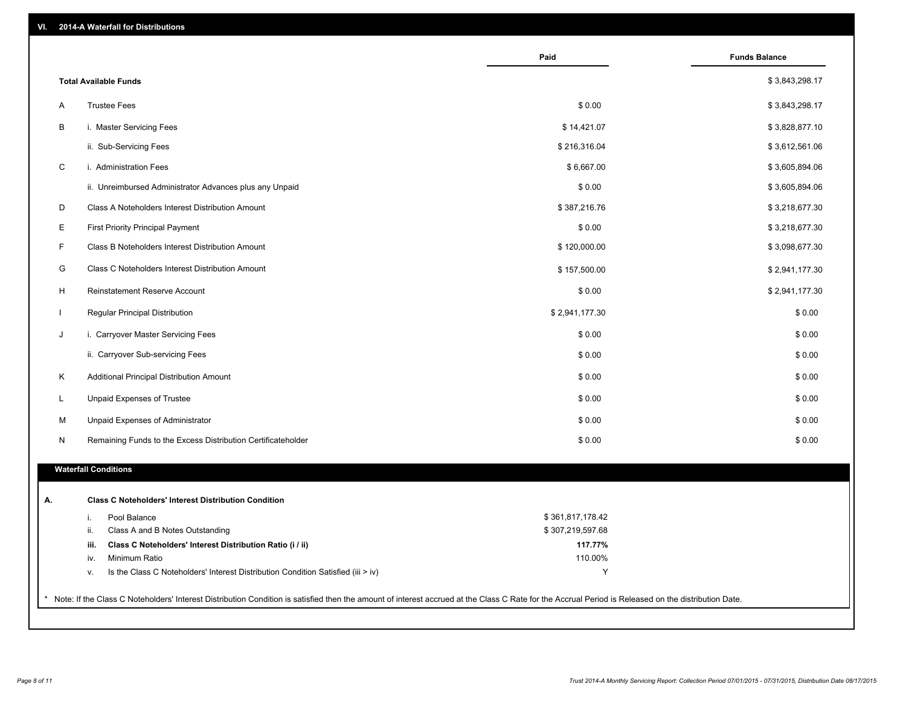## VI. 2014-A Waterfall for Distributions

| | | Paid | Funds Balance |
|---|---|---|---|
| | **Total Available Funds** | | $ 3,843,298.17 |
| A | Trustee Fees | $ 0.00 | $ 3,843,298.17 |
| B | i. Master Servicing Fees | $ 14,421.07 | $ 3,828,877.10 |
| | ii. Sub-Servicing Fees | $ 216,316.04 | $ 3,612,561.06 |
| C | i. Administration Fees | $ 6,667.00 | $ 3,605,894.06 |
| | ii. Unreimbursed Administrator Advances plus any Unpaid | $ 0.00 | $ 3,605,894.06 |
| D | Class A Noteholders Interest Distribution Amount | $ 387,216.76 | $ 3,218,677.30 |
| E | First Priority Principal Payment | $ 0.00 | $ 3,218,677.30 |
| F | Class B Noteholders Interest Distribution Amount | $ 120,000.00 | $ 3,098,677.30 |
| G | Class C Noteholders Interest Distribution Amount | $ 157,500.00 | $ 2,941,177.30 |
| H | Reinstatement Reserve Account | $ 0.00 | $ 2,941,177.30 |
| I | Regular Principal Distribution | $ 2,941,177.30 | $ 0.00 |
| J | i. Carryover Master Servicing Fees | $ 0.00 | $ 0.00 |
| | ii. Carryover Sub-servicing Fees | $ 0.00 | $ 0.00 |
| K | Additional Principal Distribution Amount | $ 0.00 | $ 0.00 |
| L | Unpaid Expenses of Trustee | $ 0.00 | $ 0.00 |
| M | Unpaid Expenses of Administrator | $ 0.00 | $ 0.00 |
| N | Remaining Funds to the Excess Distribution Certificateholder | $ 0.00 | $ 0.00 |

### Waterfall Conditions

| | | |
|---|---|---|
| **A.** | **Class C Noteholders' Interest Distribution Condition** | |
| i. | Pool Balance | $ 361,817,178.42 |
| ii. | Class A and B Notes Outstanding | $ 307,219,597.68 |
| **iii.** | **Class C Noteholders' Interest Distribution Ratio (i / ii)** | **117.77%** |
| iv. | Minimum Ratio | 110.00% |
| v. | Is the Class C Noteholders' Interest Distribution Condition Satisfied (iii > iv) | Y |

\* Note: If the Class C Noteholders' Interest Distribution Condition is satisfied then the amount of interest accrued at the Class C Rate for the Accrual Period is Released on the distribution Date.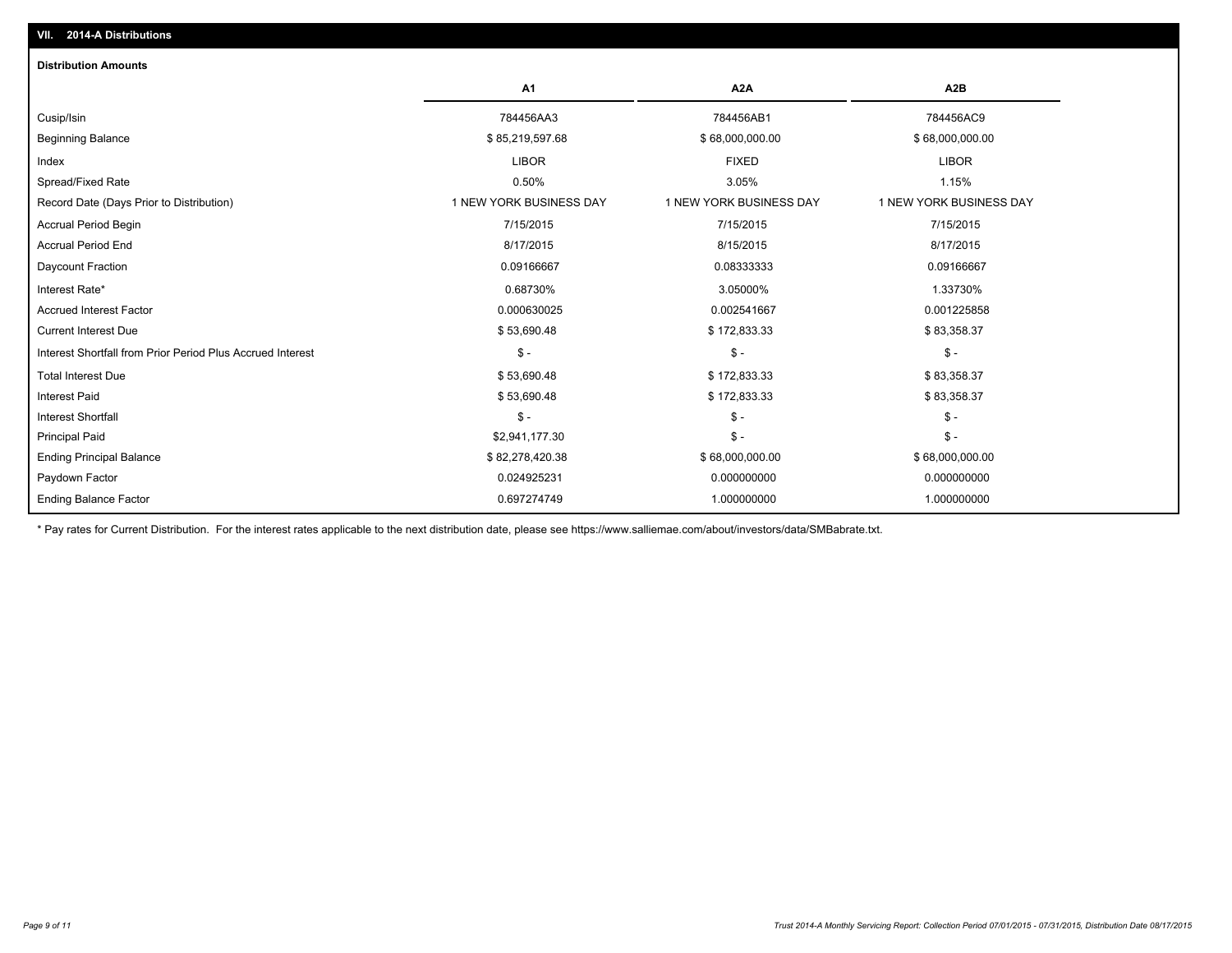## VII. 2014-A Distributions

### Distribution Amounts

| | A1 | A2A | A2B |
|---|---|---|---|
| Cusip/Isin | 784456AA3 | 784456AB1 | 784456AC9 |
| Beginning Balance | $ 85,219,597.68 | $ 68,000,000.00 | $ 68,000,000.00 |
| Index | LIBOR | FIXED | LIBOR |
| Spread/Fixed Rate | 0.50% | 3.05% | 1.15% |
| Record Date (Days Prior to Distribution) | 1 NEW YORK BUSINESS DAY | 1 NEW YORK BUSINESS DAY | 1 NEW YORK BUSINESS DAY |
| Accrual Period Begin | 7/15/2015 | 7/15/2015 | 7/15/2015 |
| Accrual Period End | 8/17/2015 | 8/15/2015 | 8/17/2015 |
| Daycount Fraction | 0.09166667 | 0.08333333 | 0.09166667 |
| Interest Rate* | 0.68730% | 3.05000% | 1.33730% |
| Accrued Interest Factor | 0.000630025 | 0.002541667 | 0.001225858 |
| Current Interest Due | $ 53,690.48 | $ 172,833.33 | $ 83,358.37 |
| Interest Shortfall from Prior Period Plus Accrued Interest | $ - | $ - | $ - |
| Total Interest Due | $ 53,690.48 | $ 172,833.33 | $ 83,358.37 |
| Interest Paid | $ 53,690.48 | $ 172,833.33 | $ 83,358.37 |
| Interest Shortfall | $ - | $ - | $ - |
| Principal Paid | $2,941,177.30 | $ - | $ - |
| Ending Principal Balance | $ 82,278,420.38 | $ 68,000,000.00 | $ 68,000,000.00 |
| Paydown Factor | 0.024925231 | 0.000000000 | 0.000000000 |
| Ending Balance Factor | 0.697274749 | 1.000000000 | 1.000000000 |

* Pay rates for Current Distribution. For the interest rates applicable to the next distribution date, please see https://www.salliemae.com/about/investors/data/SMBabrate.txt.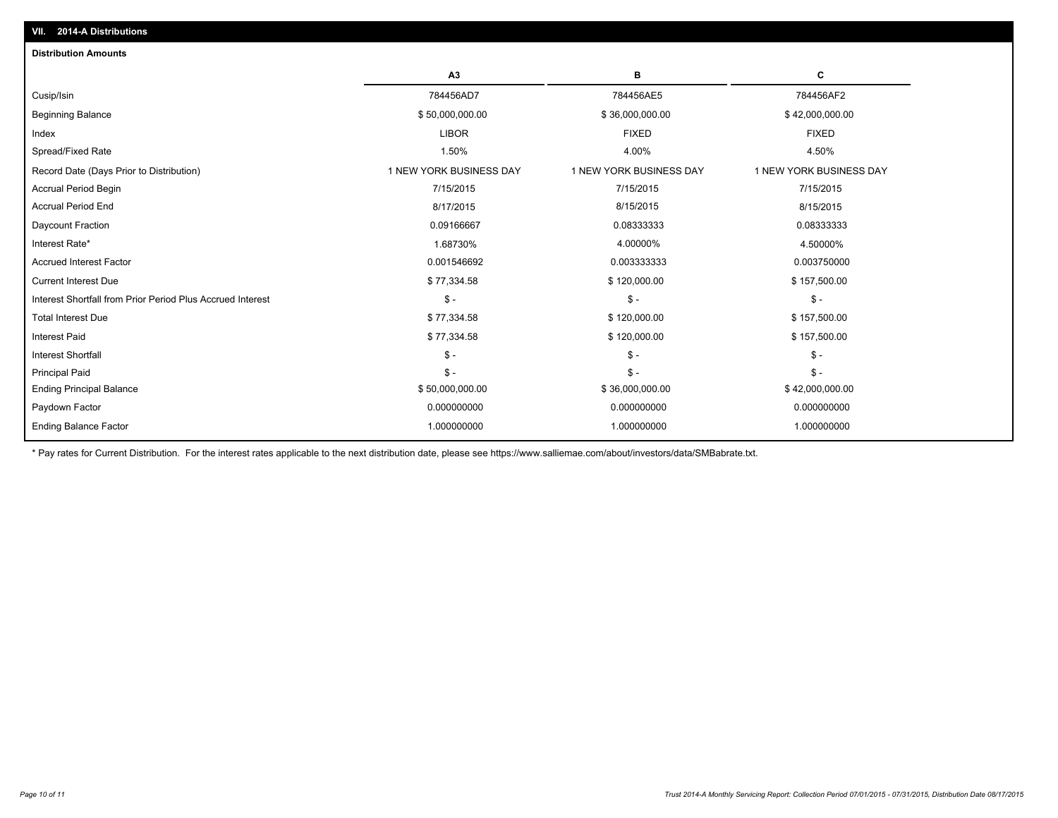## VII. 2014-A Distributions

### Distribution Amounts

| | A3 | B | C |
|---|---|---|---|
| Cusip/Isin | 784456AD7 | 784456AE5 | 784456AF2 |
| Beginning Balance | $ 50,000,000.00 | $ 36,000,000.00 | $ 42,000,000.00 |
| Index | LIBOR | FIXED | FIXED |
| Spread/Fixed Rate | 1.50% | 4.00% | 4.50% |
| Record Date (Days Prior to Distribution) | 1 NEW YORK BUSINESS DAY | 1 NEW YORK BUSINESS DAY | 1 NEW YORK BUSINESS DAY |
| Accrual Period Begin | 7/15/2015 | 7/15/2015 | 7/15/2015 |
| Accrual Period End | 8/17/2015 | 8/15/2015 | 8/15/2015 |
| Daycount Fraction | 0.09166667 | 0.08333333 | 0.08333333 |
| Interest Rate* | 1.68730% | 4.00000% | 4.50000% |
| Accrued Interest Factor | 0.001546692 | 0.003333333 | 0.003750000 |
| Current Interest Due | $ 77,334.58 | $ 120,000.00 | $ 157,500.00 |
| Interest Shortfall from Prior Period Plus Accrued Interest | $ - | $ - | $ - |
| Total Interest Due | $ 77,334.58 | $ 120,000.00 | $ 157,500.00 |
| Interest Paid | $ 77,334.58 | $ 120,000.00 | $ 157,500.00 |
| Interest Shortfall | $ - | $ - | $ - |
| Principal Paid | $ - | $ - | $ - |
| Ending Principal Balance | $ 50,000,000.00 | $ 36,000,000.00 | $ 42,000,000.00 |
| Paydown Factor | 0.000000000 | 0.000000000 | 0.000000000 |
| Ending Balance Factor | 1.000000000 | 1.000000000 | 1.000000000 |

* Pay rates for Current Distribution. For the interest rates applicable to the next distribution date, please see https://www.salliemae.com/about/investors/data/SMBabrate.txt.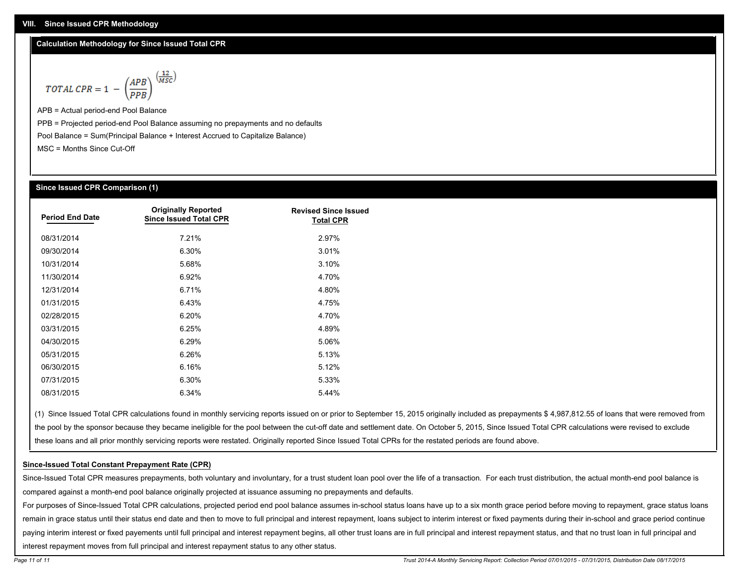## VIII. Since Issued CPR Methodology

### Calculation Methodology for Since Issued Total CPR

$$TOTAL\ CPR = 1 - \left(\frac{APB}{PPB}\right)^{\left(\frac{12}{MSC}\right)}$$

APB = Actual period-end Pool Balance

PPB = Projected period-end Pool Balance assuming no prepayments and no defaults

Pool Balance = Sum(Principal Balance + Interest Accrued to Capitalize Balance)

MSC = Months Since Cut-Off

### Since Issued CPR Comparison (1)

| Period End Date | Originally Reported Since Issued Total CPR | Revised Since Issued Total CPR |
|---|---|---|
| 08/31/2014 | 7.21% | 2.97% |
| 09/30/2014 | 6.30% | 3.01% |
| 10/31/2014 | 5.68% | 3.10% |
| 11/30/2014 | 6.92% | 4.70% |
| 12/31/2014 | 6.71% | 4.80% |
| 01/31/2015 | 6.43% | 4.75% |
| 02/28/2015 | 6.20% | 4.70% |
| 03/31/2015 | 6.25% | 4.89% |
| 04/30/2015 | 6.29% | 5.06% |
| 05/31/2015 | 6.26% | 5.13% |
| 06/30/2015 | 6.16% | 5.12% |
| 07/31/2015 | 6.30% | 5.33% |
| 08/31/2015 | 6.34% | 5.44% |

(1) Since Issued Total CPR calculations found in monthly servicing reports issued on or prior to September 15, 2015 originally included as prepayments $ 4,987,812.55 of loans that were removed from the pool by the sponsor because they became ineligible for the pool between the cut-off date and settlement date. On October 5, 2015, Since Issued Total CPR calculations were revised to exclude these loans and all prior monthly servicing reports were restated. Originally reported Since Issued Total CPRs for the restated periods are found above.

**Since-Issued Total Constant Prepayment Rate (CPR)**

Since-Issued Total CPR measures prepayments, both voluntary and involuntary, for a trust student loan pool over the life of a transaction. For each trust distribution, the actual month-end pool balance is compared against a month-end pool balance originally projected at issuance assuming no prepayments and defaults.

For purposes of Since-Issued Total CPR calculations, projected period end pool balance assumes in-school status loans have up to a six month grace period before moving to repayment, grace status loans remain in grace status until their status end date and then to move to full principal and interest repayment, loans subject to interim interest or fixed payments during their in-school and grace period continue paying interim interest or fixed payements until full principal and interest repayment begins, all other trust loans are in full principal and interest repayment status, and that no trust loan in full principal and interest repayment moves from full principal and interest repayment status to any other status.